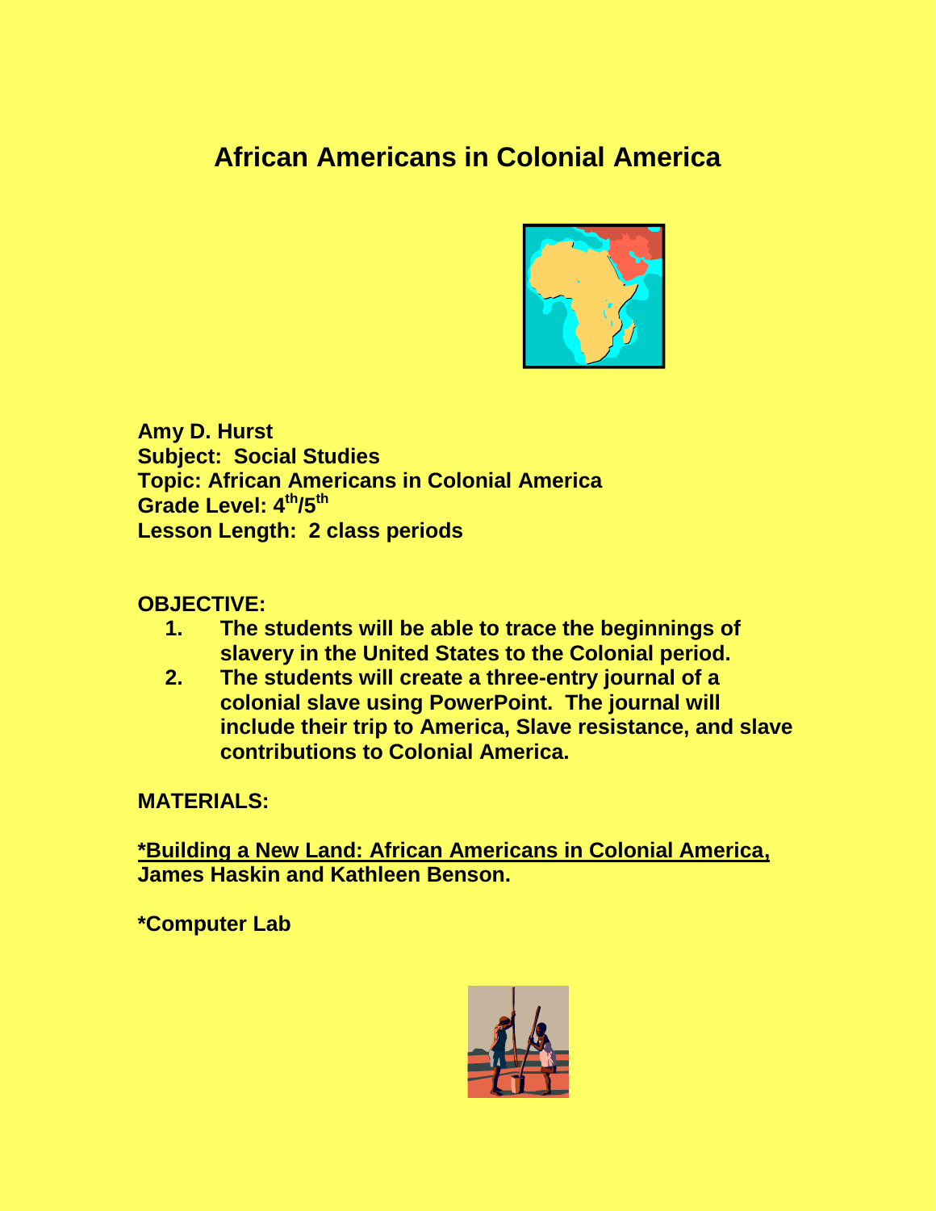# African Americans in Colonial America

**Amy D. Hurst**
**Subject: Social Studies**
**Topic: African Americans in Colonial America**
**Grade Level: 4th/5th**
**Lesson Length: 2 class periods**

**OBJECTIVE:**

1. **The students will be able to trace the beginnings of slavery in the United States to the Colonial period.**
2. **The students will create a three-entry journal of a colonial slave using PowerPoint. The journal will include their trip to America, Slave resistance, and slave contributions to Colonial America.**

**MATERIALS:**

**\*Building a New Land: African Americans in Colonial America, James Haskin and Kathleen Benson.**

**\*Computer Lab**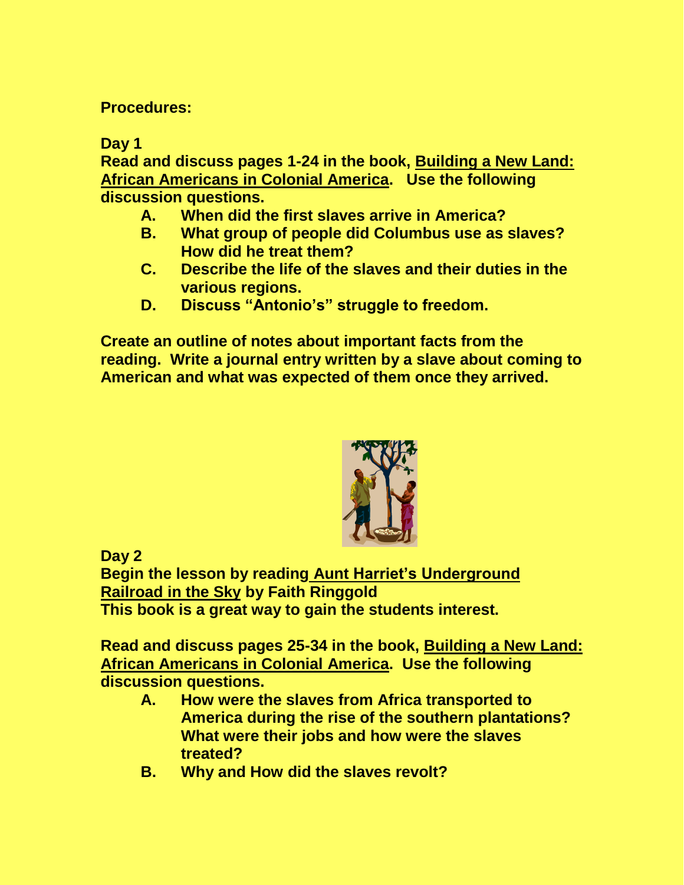**Procedures:**

**Day 1**

**Read and discuss pages 1-24 in the book, <u>Building a New Land: African Americans in Colonial America</u>. Use the following discussion questions.**

- **A. When did the first slaves arrive in America?**
- **B. What group of people did Columbus use as slaves? How did he treat them?**
- **C. Describe the life of the slaves and their duties in the various regions.**
- **D. Discuss "Antonio's" struggle to freedom.**

**Create an outline of notes about important facts from the reading. Write a journal entry written by a slave about coming to American and what was expected of them once they arrived.**

**Day 2**

**Begin the lesson by reading <u>Aunt Harriet's Underground Railroad in the Sky</u> by Faith Ringgold**
**This book is a great way to gain the students interest.**

**Read and discuss pages 25-34 in the book, <u>Building a New Land: African Americans in Colonial America</u>. Use the following discussion questions.**

- **A. How were the slaves from Africa transported to America during the rise of the southern plantations? What were their jobs and how were the slaves treated?**
- **B. Why and How did the slaves revolt?**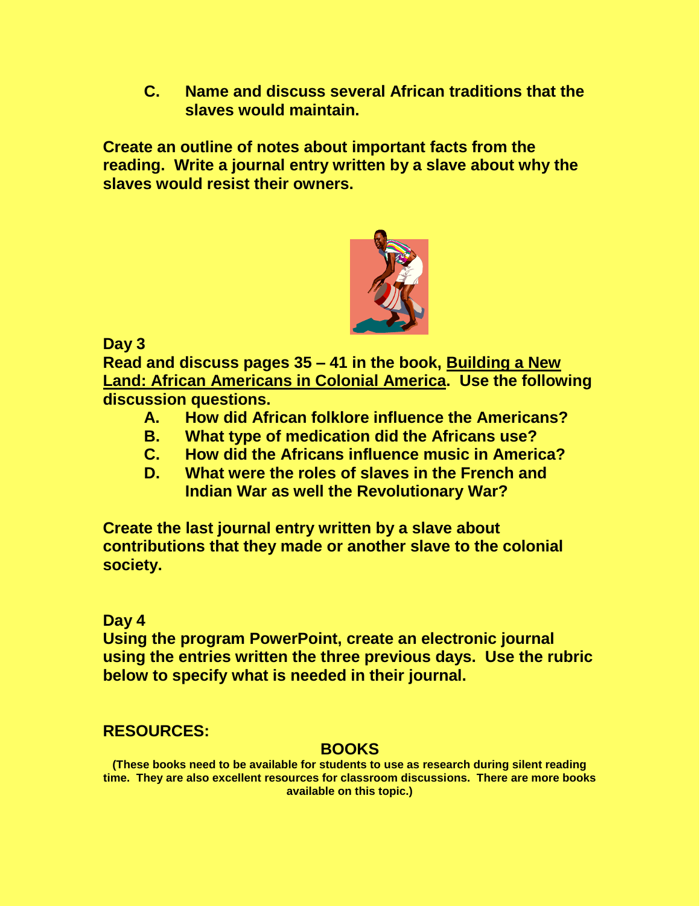C. Name and discuss several African traditions that the slaves would maintain.

**Create an outline of notes about important facts from the reading. Write a journal entry written by a slave about why the slaves would resist their owners.**

**Day 3**

**Read and discuss pages 35 – 41 in the book, <u>Building a New Land: African Americans in Colonial America</u>. Use the following discussion questions.**

A. How did African folklore influence the Americans?
B. What type of medication did the Africans use?
C. How did the Africans influence music in America?
D. What were the roles of slaves in the French and Indian War as well the Revolutionary War?

**Create the last journal entry written by a slave about contributions that they made or another slave to the colonial society.**

**Day 4**

**Using the program PowerPoint, create an electronic journal using the entries written the three previous days. Use the rubric below to specify what is needed in their journal.**

**RESOURCES:**

**BOOKS**

**(These books need to be available for students to use as research during silent reading time. They are also excellent resources for classroom discussions. There are more books available on this topic.)**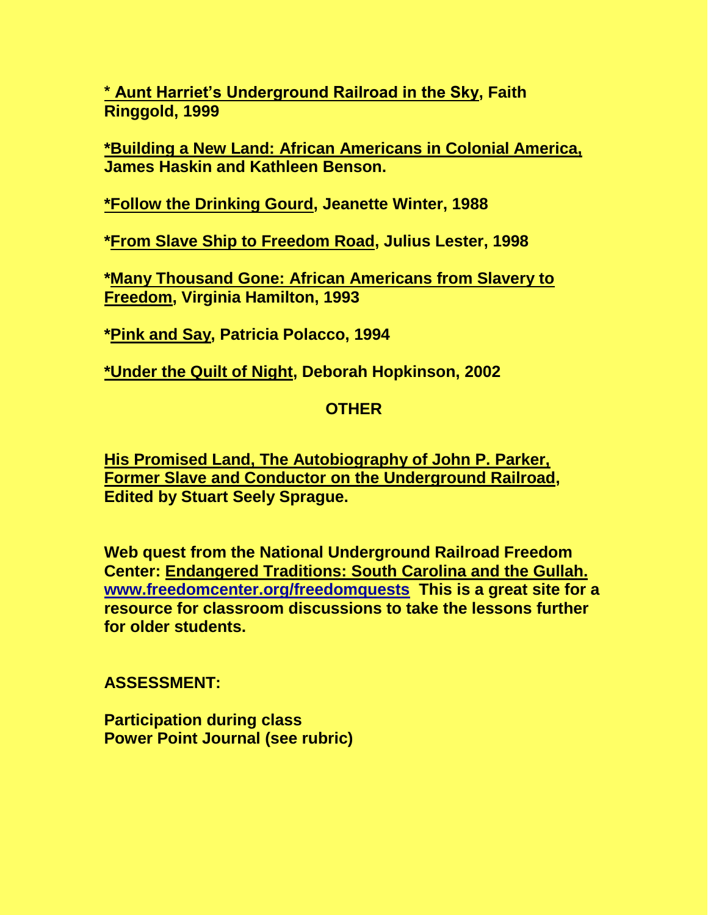**\* Aunt Harriet's Underground Railroad in the Sky, Faith Ringgold, 1999**

**\*Building a New Land: African Americans in Colonial America, James Haskin and Kathleen Benson.**

**\*Follow the Drinking Gourd, Jeanette Winter, 1988**

**\*From Slave Ship to Freedom Road, Julius Lester, 1998**

**\*Many Thousand Gone: African Americans from Slavery to Freedom, Virginia Hamilton, 1993**

**\*Pink and Say, Patricia Polacco, 1994**

**\*Under the Quilt of Night, Deborah Hopkinson, 2002**

## OTHER

**His Promised Land, The Autobiography of John P. Parker, Former Slave and Conductor on the Underground Railroad, Edited by Stuart Seely Sprague.**

**Web quest from the National Underground Railroad Freedom Center: Endangered Traditions: South Carolina and the Gullah. www.freedomcenter.org/freedomquests This is a great site for a resource for classroom discussions to take the lessons further for older students.**

**ASSESSMENT:**

**Participation during class**
**Power Point Journal (see rubric)**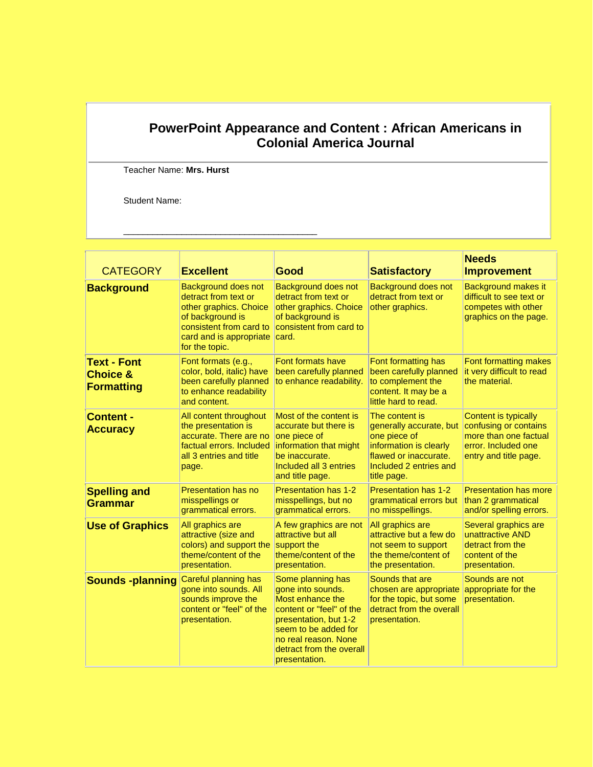# PowerPoint Appearance and Content : African Americans in Colonial America Journal

Teacher Name: **Mrs. Hurst**

Student Name: \_\_\_\_\_\_\_\_\_\_\_\_\_\_\_\_\_\_\_\_\_\_\_\_\_\_\_\_\_\_\_\_\_\_\_\_\_\_\_\_

| CATEGORY | **Excellent** | **Good** | **Satisfactory** | **Needs Improvement** |
|---|---|---|---|---|
| **Background** | Background does not detract from text or other graphics. Choice of background is consistent from card to card and is appropriate for the topic. | Background does not detract from text or other graphics. Choice of background is consistent from card to card. | Background does not detract from text or other graphics. | Background makes it difficult to see text or competes with other graphics on the page. |
| **Text - Font Choice & Formatting** | Font formats (e.g., color, bold, italic) have been carefully planned to enhance readability and content. | Font formats have been carefully planned to enhance readability. | Font formatting has been carefully planned to complement the content. It may be a little hard to read. | Font formatting makes it very difficult to read the material. |
| **Content - Accuracy** | All content throughout the presentation is accurate. There are no factual errors. Included all 3 entries and title page. | Most of the content is accurate but there is one piece of information that might be inaccurate. Included all 3 entries and title page. | The content is generally accurate, but one piece of information is clearly flawed or inaccurate. Included 2 entries and title page. | Content is typically confusing or contains more than one factual error. Included one entry and title page. |
| **Spelling and Grammar** | Presentation has no misspellings or grammatical errors. | Presentation has 1-2 misspellings, but no grammatical errors. | Presentation has 1-2 grammatical errors but no misspellings. | Presentation has more than 2 grammatical and/or spelling errors. |
| **Use of Graphics** | All graphics are attractive (size and colors) and support the theme/content of the presentation. | A few graphics are not attractive but all support the theme/content of the presentation. | All graphics are attractive but a few do not seem to support the theme/content of the presentation. | Several graphics are unattractive AND detract from the content of the presentation. |
| **Sounds -planning** | Careful planning has gone into sounds. All sounds improve the content or "feel" of the presentation. | Some planning has gone into sounds. Most enhance the content or "feel" of the presentation, but 1-2 seem to be added for no real reason. None detract from the overall presentation. | Sounds that are chosen are appropriate for the topic, but some detract from the overall presentation. | Sounds are not appropriate for the presentation. |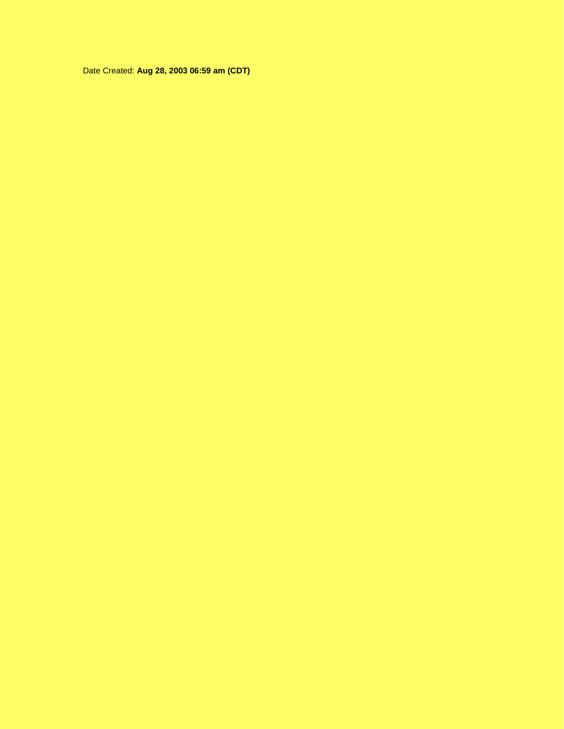Date Created: **Aug 28, 2003 06:59 am (CDT)**